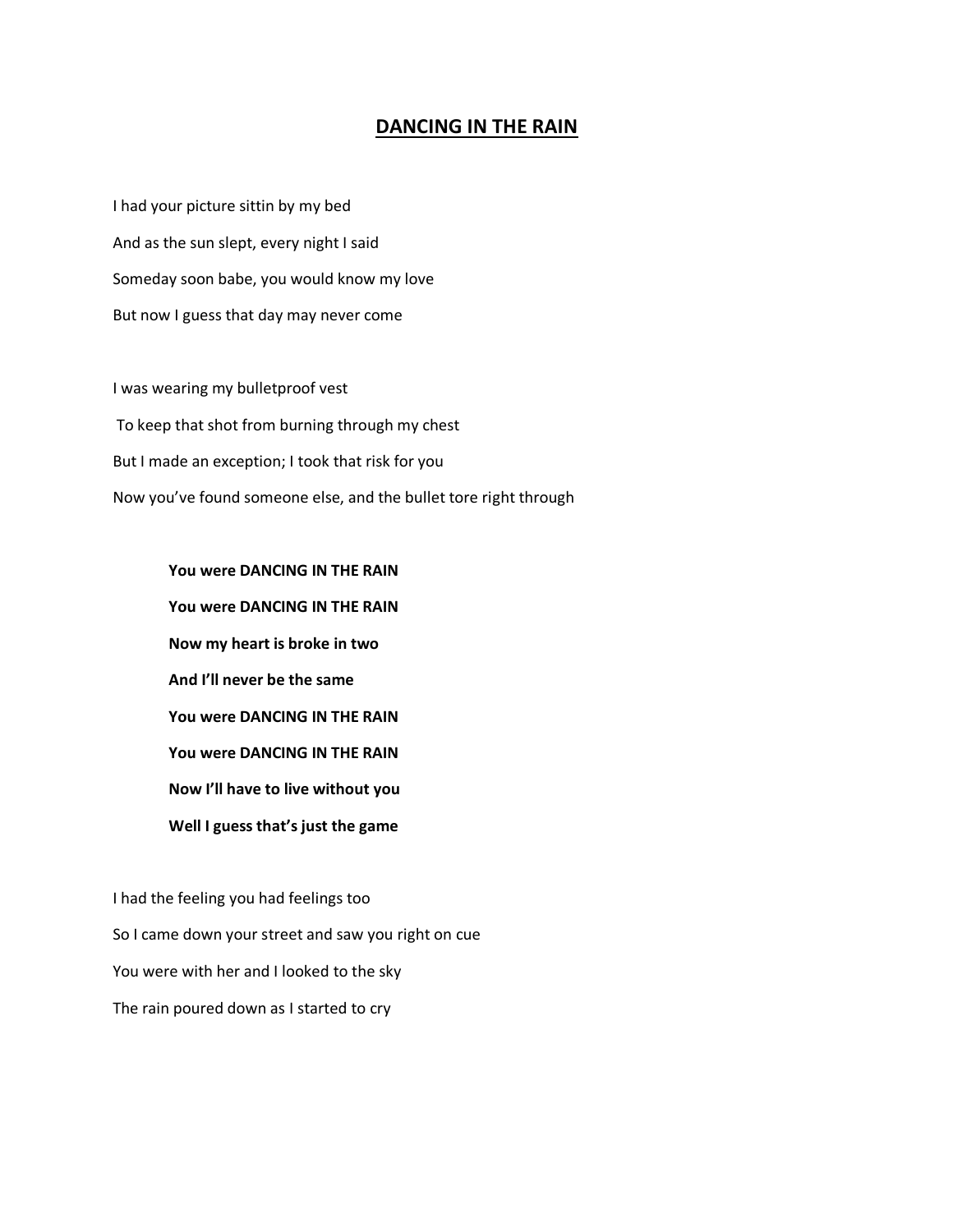# DANCING IN THE RAIN

I had your picture sittin by my bed

And as the sun slept, every night I said

Someday soon babe, you would know my love

But now I guess that day may never come

I was wearing my bulletproof vest

To keep that shot from burning through my chest

But I made an exception; I took that risk for you

Now you've found someone else, and the bullet tore right through

**You were DANCING IN THE RAIN**

**You were DANCING IN THE RAIN**

**Now my heart is broke in two**

**And I'll never be the same**

**You were DANCING IN THE RAIN**

**You were DANCING IN THE RAIN**

**Now I'll have to live without you**

**Well I guess that's just the game**

I had the feeling you had feelings too

So I came down your street and saw you right on cue

You were with her and I looked to the sky

The rain poured down as I started to cry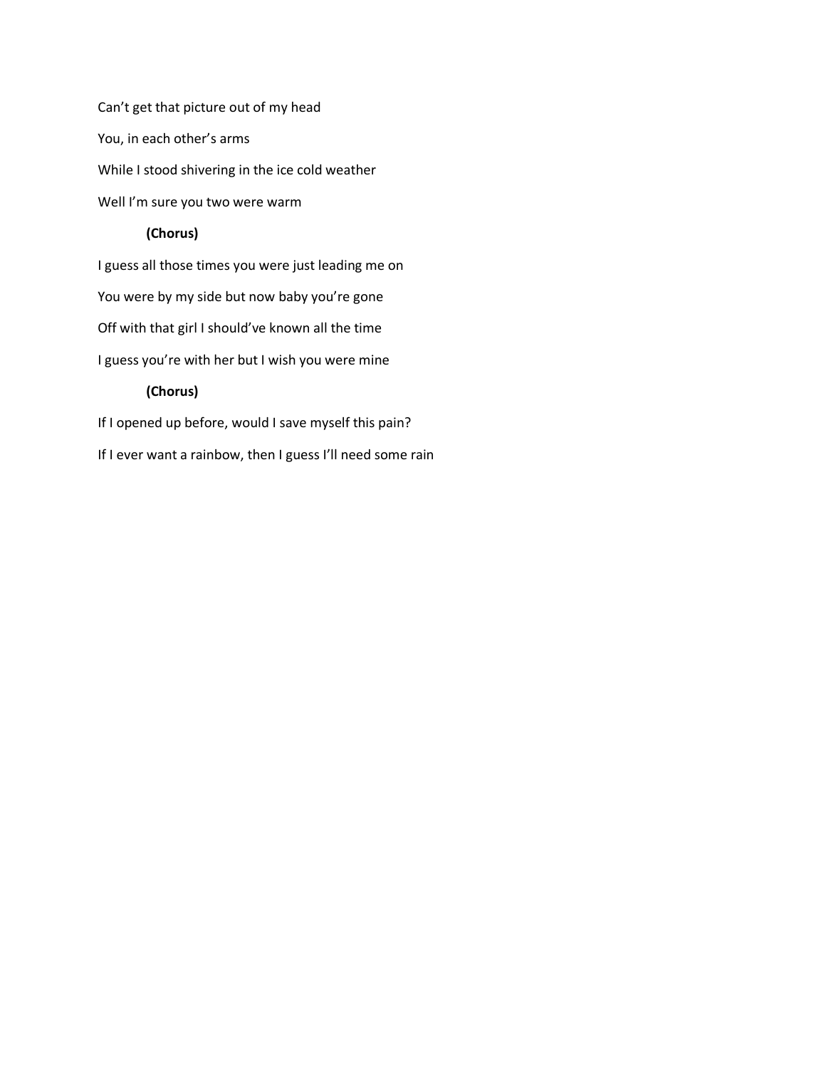Can't get that picture out of my head

You, in each other's arms

While I stood shivering in the ice cold weather

Well I'm sure you two were warm

**(Chorus)**

I guess all those times you were just leading me on

You were by my side but now baby you're gone

Off with that girl I should've known all the time

I guess you're with her but I wish you were mine

**(Chorus)**

If I opened up before, would I save myself this pain?

If I ever want a rainbow, then I guess I'll need some rain